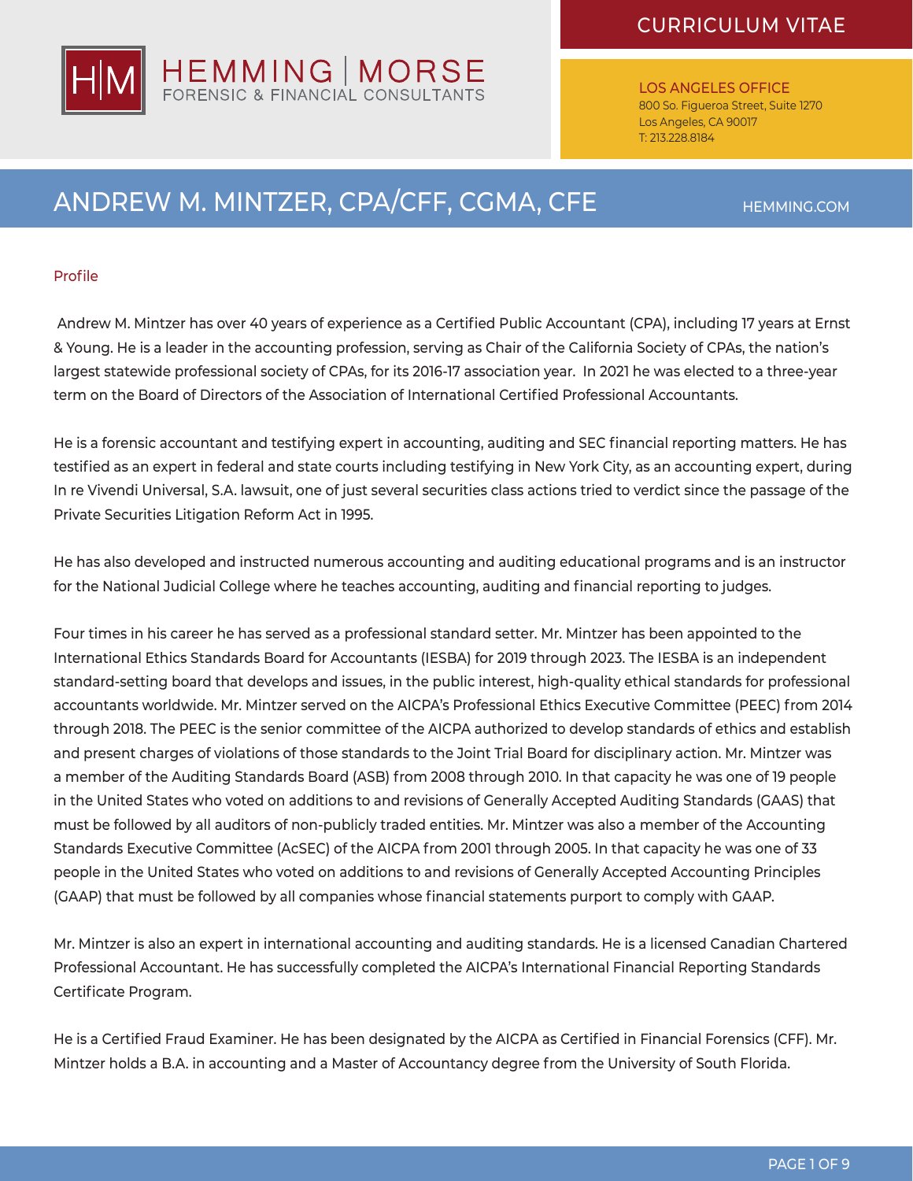# CURRICULUM VITAE

HEMMING | MORSE
FORENSIC & FINANCIAL CONSULTANTS

LOS ANGELES OFFICE
800 So. Figueroa Street, Suite 1270
Los Angeles, CA 90017
T: 213.228.8184

## ANDREW M. MINTZER, CPA/CFF, CGMA, CFE

HEMMING.COM

### Profile

Andrew M. Mintzer has over 40 years of experience as a Certified Public Accountant (CPA), including 17 years at Ernst & Young. He is a leader in the accounting profession, serving as Chair of the California Society of CPAs, the nation's largest statewide professional society of CPAs, for its 2016-17 association year. In 2021 he was elected to a three-year term on the Board of Directors of the Association of International Certified Professional Accountants.

He is a forensic accountant and testifying expert in accounting, auditing and SEC financial reporting matters. He has testified as an expert in federal and state courts including testifying in New York City, as an accounting expert, during In re Vivendi Universal, S.A. lawsuit, one of just several securities class actions tried to verdict since the passage of the Private Securities Litigation Reform Act in 1995.

He has also developed and instructed numerous accounting and auditing educational programs and is an instructor for the National Judicial College where he teaches accounting, auditing and financial reporting to judges.

Four times in his career he has served as a professional standard setter. Mr. Mintzer has been appointed to the International Ethics Standards Board for Accountants (IESBA) for 2019 through 2023. The IESBA is an independent standard-setting board that develops and issues, in the public interest, high-quality ethical standards for professional accountants worldwide. Mr. Mintzer served on the AICPA's Professional Ethics Executive Committee (PEEC) from 2014 through 2018. The PEEC is the senior committee of the AICPA authorized to develop standards of ethics and establish and present charges of violations of those standards to the Joint Trial Board for disciplinary action. Mr. Mintzer was a member of the Auditing Standards Board (ASB) from 2008 through 2010. In that capacity he was one of 19 people in the United States who voted on additions to and revisions of Generally Accepted Auditing Standards (GAAS) that must be followed by all auditors of non-publicly traded entities. Mr. Mintzer was also a member of the Accounting Standards Executive Committee (AcSEC) of the AICPA from 2001 through 2005. In that capacity he was one of 33 people in the United States who voted on additions to and revisions of Generally Accepted Accounting Principles (GAAP) that must be followed by all companies whose financial statements purport to comply with GAAP.

Mr. Mintzer is also an expert in international accounting and auditing standards. He is a licensed Canadian Chartered Professional Accountant. He has successfully completed the AICPA's International Financial Reporting Standards Certificate Program.

He is a Certified Fraud Examiner. He has been designated by the AICPA as Certified in Financial Forensics (CFF). Mr. Mintzer holds a B.A. in accounting and a Master of Accountancy degree from the University of South Florida.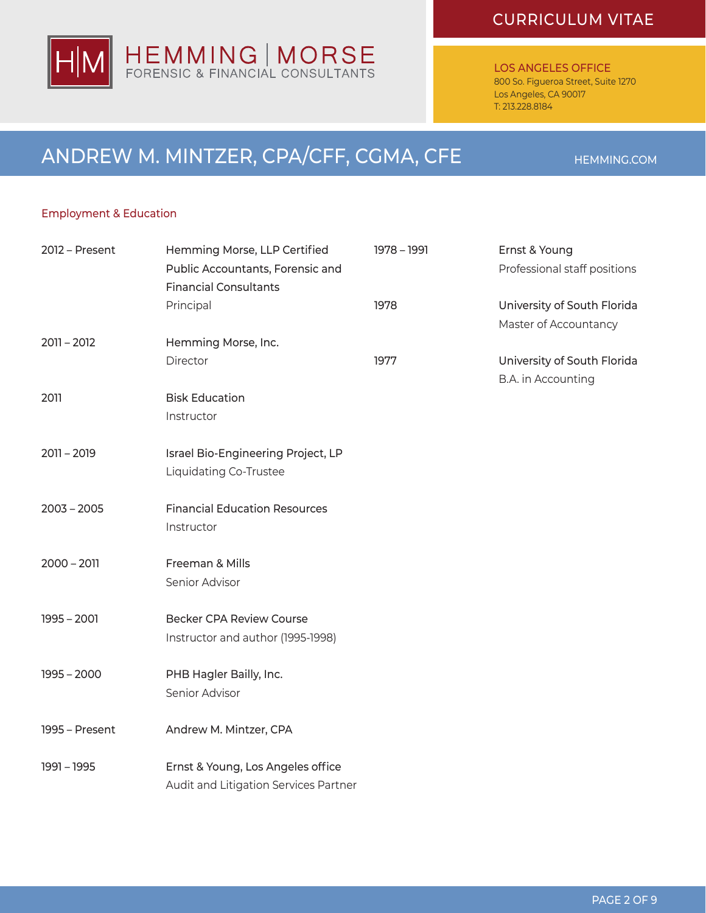# ANDREW M. MINTZER, CPA/CFF, CGMA, CFE

## Employment & Education

| | |
|---|---|
| 2012 – Present | Hemming Morse, LLP Certified Public Accountants, Forensic and Financial Consultants<br>Principal |
| 2011 – 2012 | Hemming Morse, Inc.<br>Director |
| 2011 | Bisk Education<br>Instructor |
| 2011 – 2019 | Israel Bio-Engineering Project, LP<br>Liquidating Co-Trustee |
| 2003 – 2005 | Financial Education Resources<br>Instructor |
| 2000 – 2011 | Freeman & Mills<br>Senior Advisor |
| 1995 – 2001 | Becker CPA Review Course<br>Instructor and author (1995-1998) |
| 1995 – 2000 | PHB Hagler Bailly, Inc.<br>Senior Advisor |
| 1995 – Present | Andrew M. Mintzer, CPA |
| 1991 – 1995 | Ernst & Young, Los Angeles office<br>Audit and Litigation Services Partner |
| 1978 – 1991 | Ernst & Young<br>Professional staff positions |
| 1978 | University of South Florida<br>Master of Accountancy |
| 1977 | University of South Florida<br>B.A. in Accounting |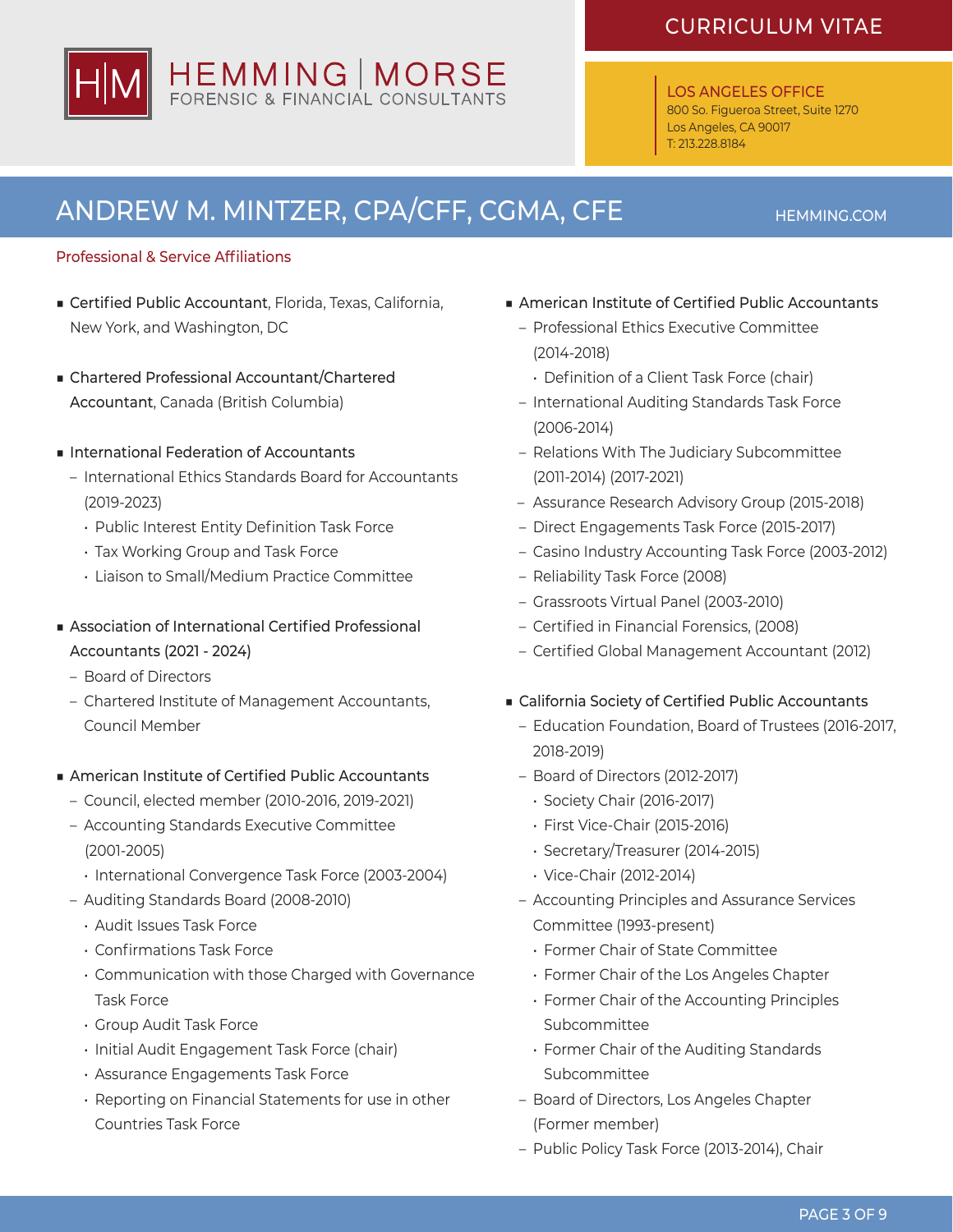# ANDREW M. MINTZER, CPA/CFF, CGMA, CFE

## Professional & Service Affiliations

- **Certified Public Accountant**, Florida, Texas, California, New York, and Washington, DC
- **Chartered Professional Accountant/Chartered Accountant**, Canada (British Columbia)
- International Federation of Accountants
  - International Ethics Standards Board for Accountants (2019-2023)
    - Public Interest Entity Definition Task Force
    - Tax Working Group and Task Force
    - Liaison to Small/Medium Practice Committee
- Association of International Certified Professional Accountants (2021 - 2024)
  - Board of Directors
  - Chartered Institute of Management Accountants, Council Member
- American Institute of Certified Public Accountants
  - Council, elected member (2010-2016, 2019-2021)
  - Accounting Standards Executive Committee (2001-2005)
    - International Convergence Task Force (2003-2004)
  - Auditing Standards Board (2008-2010)
    - Audit Issues Task Force
    - Confirmations Task Force
    - Communication with those Charged with Governance Task Force
    - Group Audit Task Force
    - Initial Audit Engagement Task Force (chair)
    - Assurance Engagements Task Force
    - Reporting on Financial Statements for use in other Countries Task Force
- American Institute of Certified Public Accountants
  - Professional Ethics Executive Committee (2014-2018)
    - Definition of a Client Task Force (chair)
  - International Auditing Standards Task Force (2006-2014)
  - Relations With The Judiciary Subcommittee (2011-2014) (2017-2021)
  - Assurance Research Advisory Group (2015-2018)
  - Direct Engagements Task Force (2015-2017)
  - Casino Industry Accounting Task Force (2003-2012)
  - Reliability Task Force (2008)
  - Grassroots Virtual Panel (2003-2010)
  - Certified in Financial Forensics, (2008)
  - Certified Global Management Accountant (2012)
- California Society of Certified Public Accountants
  - Education Foundation, Board of Trustees (2016-2017, 2018-2019)
  - Board of Directors (2012-2017)
    - Society Chair (2016-2017)
    - First Vice-Chair (2015-2016)
    - Secretary/Treasurer (2014-2015)
    - Vice-Chair (2012-2014)
  - Accounting Principles and Assurance Services Committee (1993-present)
    - Former Chair of State Committee
    - Former Chair of the Los Angeles Chapter
    - Former Chair of the Accounting Principles Subcommittee
    - Former Chair of the Auditing Standards Subcommittee
  - Board of Directors, Los Angeles Chapter (Former member)
  - Public Policy Task Force (2013-2014), Chair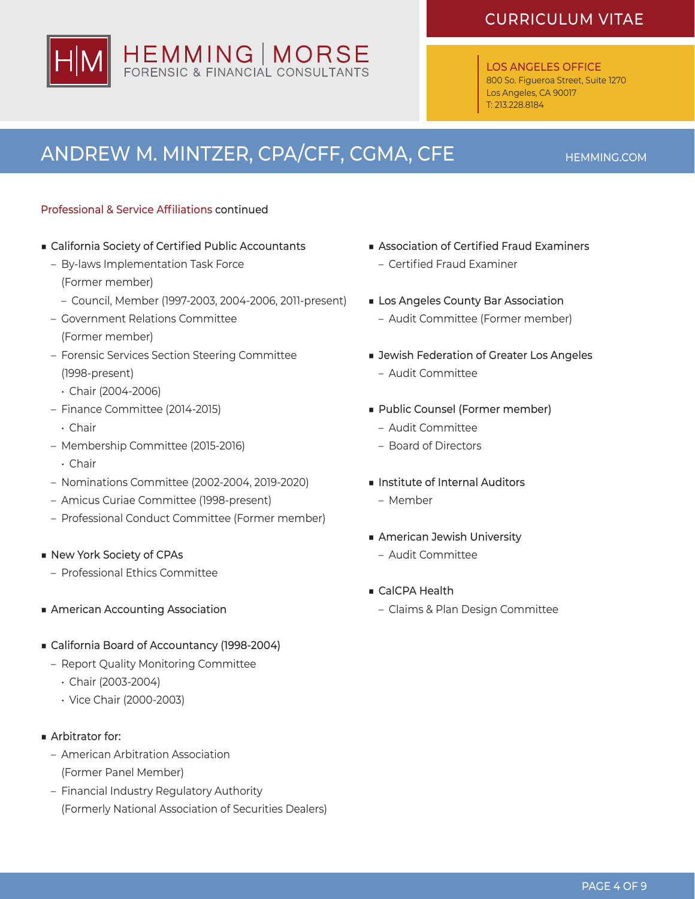### Professional & Service Affiliations continued

- California Society of Certified Public Accountants
  - By-laws Implementation Task Force (Former member)
    - Council, Member (1997-2003, 2004-2006, 2011-present)
  - Government Relations Committee (Former member)
  - Forensic Services Section Steering Committee (1998-present)
    - Chair (2004-2006)
  - Finance Committee (2014-2015)
    - Chair
  - Membership Committee (2015-2016)
    - Chair
  - Nominations Committee (2002-2004, 2019-2020)
  - Amicus Curiae Committee (1998-present)
  - Professional Conduct Committee (Former member)

- New York Society of CPAs
  - Professional Ethics Committee

- American Accounting Association

- California Board of Accountancy (1998-2004)
  - Report Quality Monitoring Committee
    - Chair (2003-2004)
    - Vice Chair (2000-2003)

- Arbitrator for:
  - American Arbitration Association (Former Panel Member)
  - Financial Industry Regulatory Authority (Formerly National Association of Securities Dealers)

- Association of Certified Fraud Examiners
  - Certified Fraud Examiner

- Los Angeles County Bar Association
  - Audit Committee (Former member)

- Jewish Federation of Greater Los Angeles
  - Audit Committee

- Public Counsel (Former member)
  - Audit Committee
  - Board of Directors

- Institute of Internal Auditors
  - Member

- American Jewish University
  - Audit Committee

- CalCPA Health
  - Claims & Plan Design Committee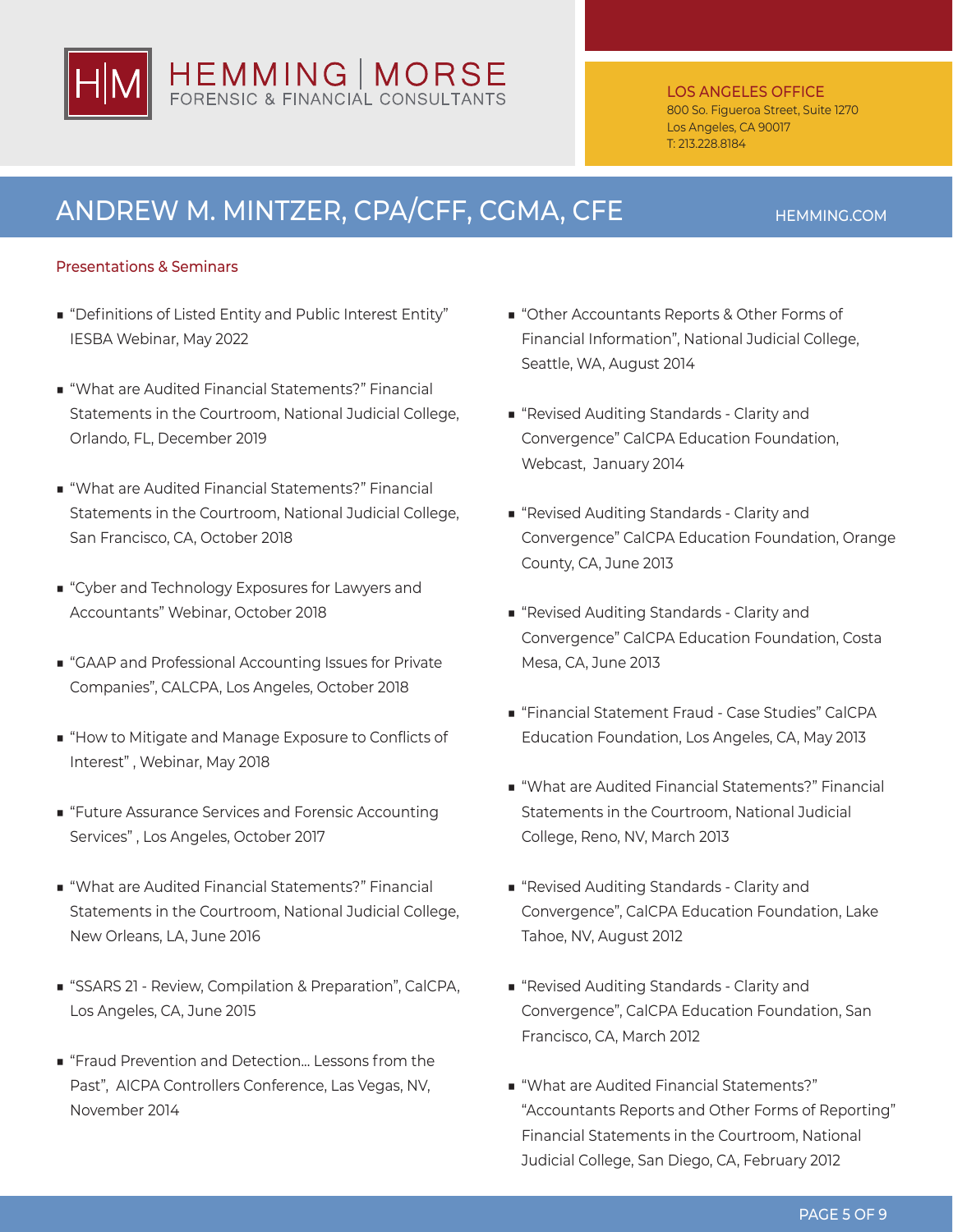## Presentations & Seminars

- "Definitions of Listed Entity and Public Interest Entity" IESBA Webinar, May 2022
- "What are Audited Financial Statements?" Financial Statements in the Courtroom, National Judicial College, Orlando, FL, December 2019
- "What are Audited Financial Statements?" Financial Statements in the Courtroom, National Judicial College, San Francisco, CA, October 2018
- "Cyber and Technology Exposures for Lawyers and Accountants" Webinar, October 2018
- "GAAP and Professional Accounting Issues for Private Companies", CALCPA, Los Angeles, October 2018
- "How to Mitigate and Manage Exposure to Conflicts of Interest" , Webinar, May 2018
- "Future Assurance Services and Forensic Accounting Services" , Los Angeles, October 2017
- "What are Audited Financial Statements?" Financial Statements in the Courtroom, National Judicial College, New Orleans, LA, June 2016
- "SSARS 21 - Review, Compilation & Preparation", CalCPA, Los Angeles, CA, June 2015
- "Fraud Prevention and Detection... Lessons from the Past", AICPA Controllers Conference, Las Vegas, NV, November 2014
- "Other Accountants Reports & Other Forms of Financial Information", National Judicial College, Seattle, WA, August 2014
- "Revised Auditing Standards - Clarity and Convergence" CalCPA Education Foundation, Webcast, January 2014
- "Revised Auditing Standards - Clarity and Convergence" CalCPA Education Foundation, Orange County, CA, June 2013
- "Revised Auditing Standards - Clarity and Convergence" CalCPA Education Foundation, Costa Mesa, CA, June 2013
- "Financial Statement Fraud - Case Studies" CalCPA Education Foundation, Los Angeles, CA, May 2013
- "What are Audited Financial Statements?" Financial Statements in the Courtroom, National Judicial College, Reno, NV, March 2013
- "Revised Auditing Standards - Clarity and Convergence", CalCPA Education Foundation, Lake Tahoe, NV, August 2012
- "Revised Auditing Standards - Clarity and Convergence", CalCPA Education Foundation, San Francisco, CA, March 2012
- "What are Audited Financial Statements?" "Accountants Reports and Other Forms of Reporting" Financial Statements in the Courtroom, National Judicial College, San Diego, CA, February 2012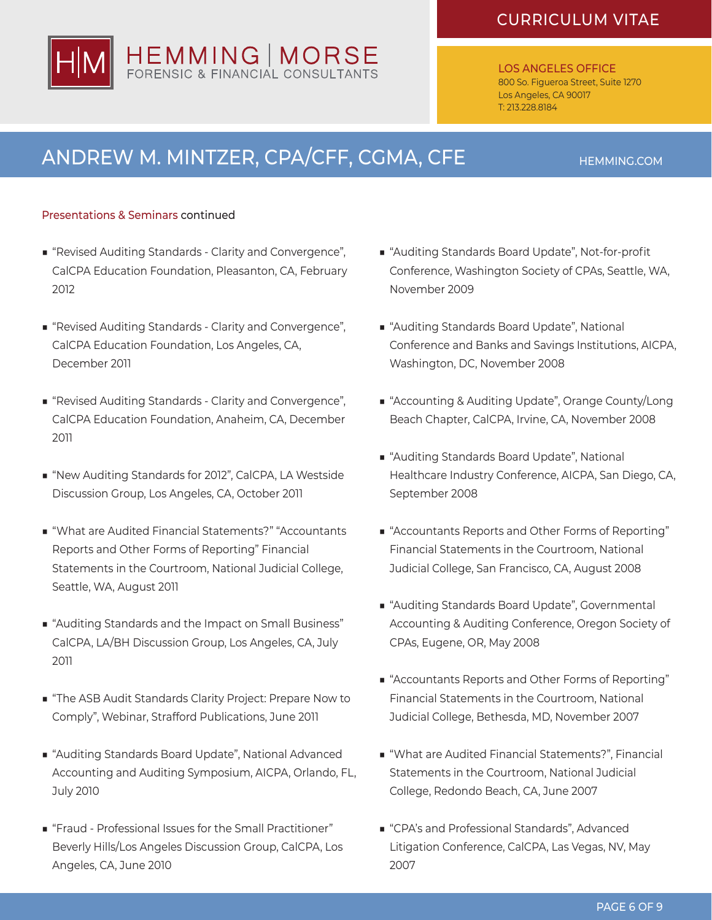Presentations & Seminars continued

- "Revised Auditing Standards - Clarity and Convergence", CalCPA Education Foundation, Pleasanton, CA, February 2012
- "Revised Auditing Standards - Clarity and Convergence", CalCPA Education Foundation, Los Angeles, CA, December 2011
- "Revised Auditing Standards - Clarity and Convergence", CalCPA Education Foundation, Anaheim, CA, December 2011
- "New Auditing Standards for 2012", CalCPA, LA Westside Discussion Group, Los Angeles, CA, October 2011
- "What are Audited Financial Statements?" "Accountants Reports and Other Forms of Reporting" Financial Statements in the Courtroom, National Judicial College, Seattle, WA, August 2011
- "Auditing Standards and the Impact on Small Business" CalCPA, LA/BH Discussion Group, Los Angeles, CA, July 2011
- "The ASB Audit Standards Clarity Project: Prepare Now to Comply", Webinar, Strafford Publications, June 2011
- "Auditing Standards Board Update", National Advanced Accounting and Auditing Symposium, AICPA, Orlando, FL, July 2010
- "Fraud - Professional Issues for the Small Practitioner" Beverly Hills/Los Angeles Discussion Group, CalCPA, Los Angeles, CA, June 2010
- "Auditing Standards Board Update", Not-for-profit Conference, Washington Society of CPAs, Seattle, WA, November 2009
- "Auditing Standards Board Update", National Conference and Banks and Savings Institutions, AICPA, Washington, DC, November 2008
- "Accounting & Auditing Update", Orange County/Long Beach Chapter, CalCPA, Irvine, CA, November 2008
- "Auditing Standards Board Update", National Healthcare Industry Conference, AICPA, San Diego, CA, September 2008
- "Accountants Reports and Other Forms of Reporting" Financial Statements in the Courtroom, National Judicial College, San Francisco, CA, August 2008
- "Auditing Standards Board Update", Governmental Accounting & Auditing Conference, Oregon Society of CPAs, Eugene, OR, May 2008
- "Accountants Reports and Other Forms of Reporting" Financial Statements in the Courtroom, National Judicial College, Bethesda, MD, November 2007
- "What are Audited Financial Statements?", Financial Statements in the Courtroom, National Judicial College, Redondo Beach, CA, June 2007
- "CPA's and Professional Standards", Advanced Litigation Conference, CalCPA, Las Vegas, NV, May 2007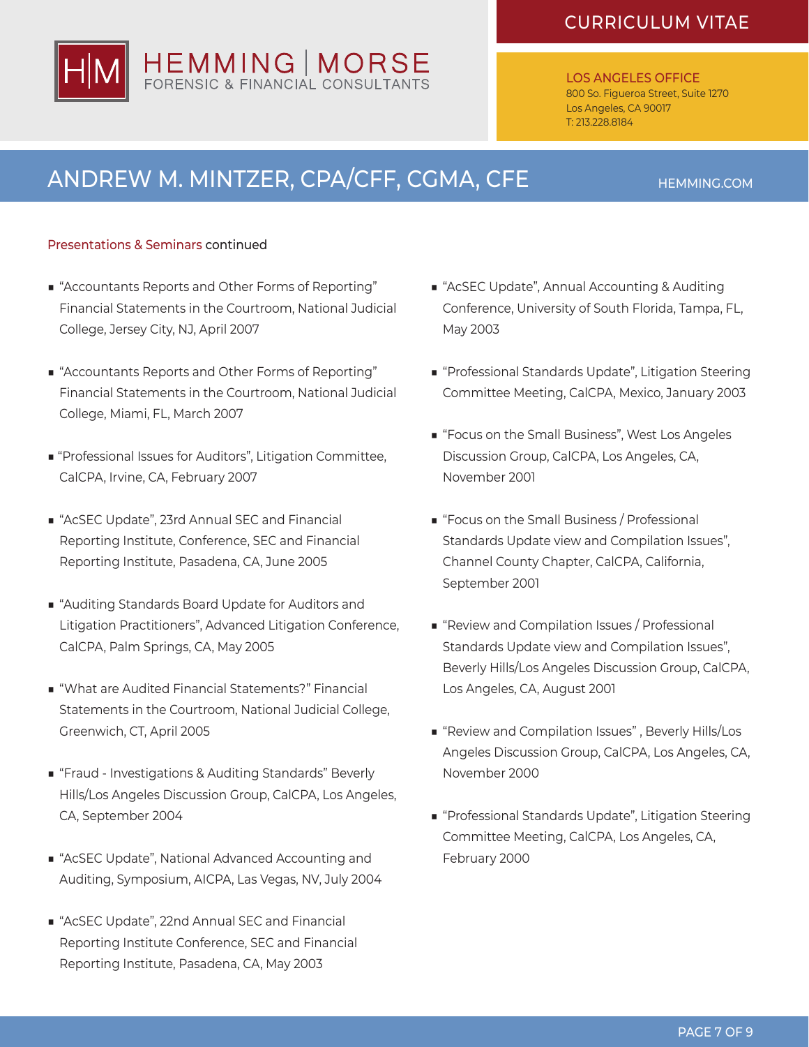Presentations & Seminars continued

- "Accountants Reports and Other Forms of Reporting" Financial Statements in the Courtroom, National Judicial College, Jersey City, NJ, April 2007
- "Accountants Reports and Other Forms of Reporting" Financial Statements in the Courtroom, National Judicial College, Miami, FL, March 2007
- "Professional Issues for Auditors", Litigation Committee, CalCPA, Irvine, CA, February 2007
- "AcSEC Update", 23rd Annual SEC and Financial Reporting Institute, Conference, SEC and Financial Reporting Institute, Pasadena, CA, June 2005
- "Auditing Standards Board Update for Auditors and Litigation Practitioners", Advanced Litigation Conference, CalCPA, Palm Springs, CA, May 2005
- "What are Audited Financial Statements?" Financial Statements in the Courtroom, National Judicial College, Greenwich, CT, April 2005
- "Fraud - Investigations & Auditing Standards" Beverly Hills/Los Angeles Discussion Group, CalCPA, Los Angeles, CA, September 2004
- "AcSEC Update", National Advanced Accounting and Auditing, Symposium, AICPA, Las Vegas, NV, July 2004
- "AcSEC Update", 22nd Annual SEC and Financial Reporting Institute Conference, SEC and Financial Reporting Institute, Pasadena, CA, May 2003
- "AcSEC Update", Annual Accounting & Auditing Conference, University of South Florida, Tampa, FL, May 2003
- "Professional Standards Update", Litigation Steering Committee Meeting, CalCPA, Mexico, January 2003
- "Focus on the Small Business", West Los Angeles Discussion Group, CalCPA, Los Angeles, CA, November 2001
- "Focus on the Small Business / Professional Standards Update view and Compilation Issues", Channel County Chapter, CalCPA, California, September 2001
- "Review and Compilation Issues / Professional Standards Update view and Compilation Issues", Beverly Hills/Los Angeles Discussion Group, CalCPA, Los Angeles, CA, August 2001
- "Review and Compilation Issues" , Beverly Hills/Los Angeles Discussion Group, CalCPA, Los Angeles, CA, November 2000
- "Professional Standards Update", Litigation Steering Committee Meeting, CalCPA, Los Angeles, CA, February 2000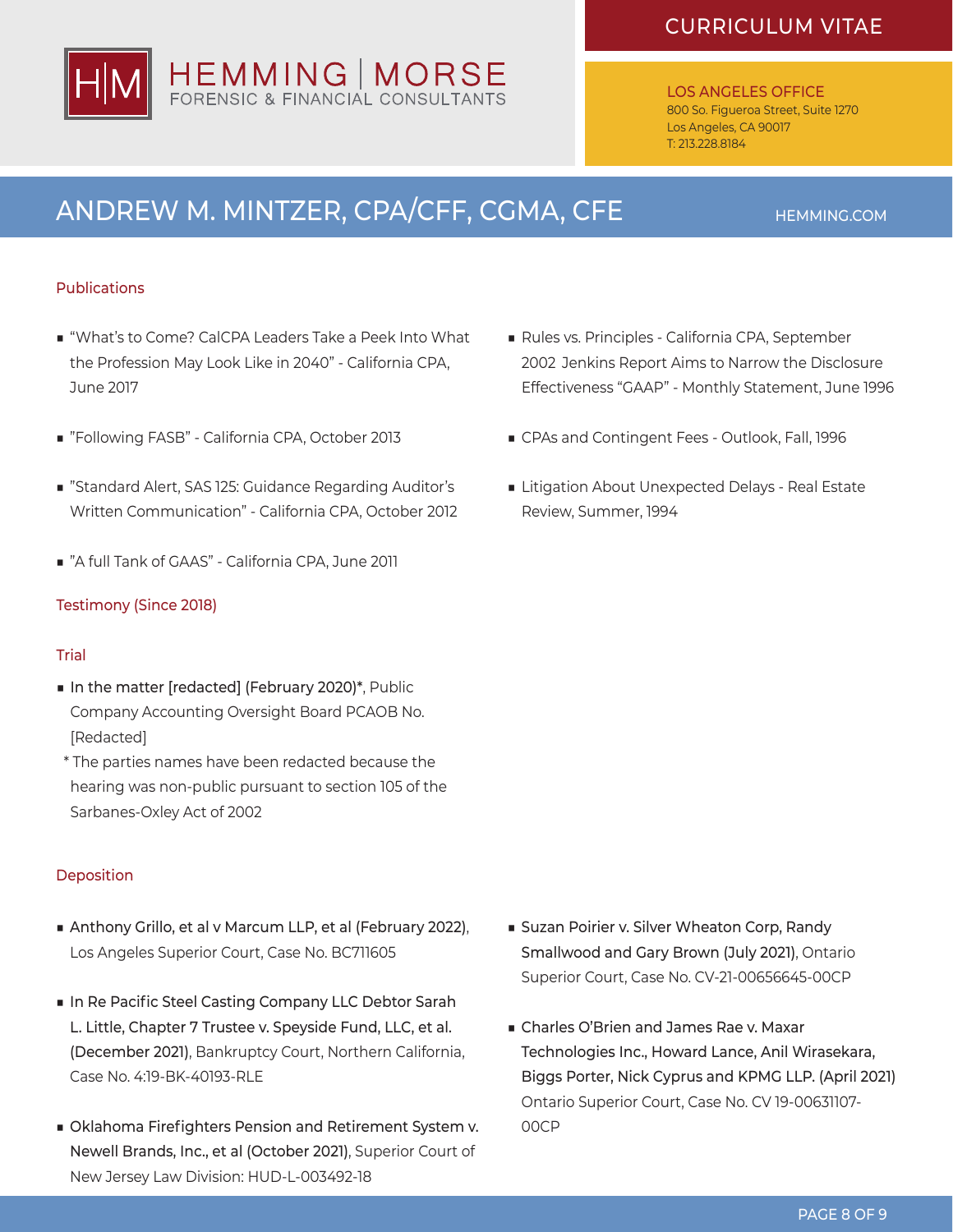## Publications

- "What's to Come? CalCPA Leaders Take a Peek Into What the Profession May Look Like in 2040" - California CPA, June 2017
- "Following FASB" - California CPA, October 2013
- "Standard Alert, SAS 125: Guidance Regarding Auditor's Written Communication" - California CPA, October 2012
- "A full Tank of GAAS" - California CPA, June 2011
- Rules vs. Principles - California CPA, September 2002 Jenkins Report Aims to Narrow the Disclosure Effectiveness "GAAP" - Monthly Statement, June 1996
- CPAs and Contingent Fees - Outlook, Fall, 1996
- Litigation About Unexpected Delays - Real Estate Review, Summer, 1994

## Testimony (Since 2018)

### Trial

- **In the matter [redacted] (February 2020)***, Public Company Accounting Oversight Board PCAOB No. [Redacted]

  \* The parties names have been redacted because the hearing was non-public pursuant to section 105 of the Sarbanes-Oxley Act of 2002

### Deposition

- **Anthony Grillo, et al v Marcum LLP, et al (February 2022)**, Los Angeles Superior Court, Case No. BC711605
- **In Re Pacific Steel Casting Company LLC Debtor Sarah L. Little, Chapter 7 Trustee v. Speyside Fund, LLC, et al. (December 2021)**, Bankruptcy Court, Northern California, Case No. 4:19-BK-40193-RLE
- **Oklahoma Firefighters Pension and Retirement System v. Newell Brands, Inc., et al (October 2021)**, Superior Court of New Jersey Law Division: HUD-L-003492-18
- **Suzan Poirier v. Silver Wheaton Corp, Randy Smallwood and Gary Brown (July 2021)**, Ontario Superior Court, Case No. CV-21-00656645-00CP
- **Charles O'Brien and James Rae v. Maxar Technologies Inc., Howard Lance, Anil Wirasekara, Biggs Porter, Nick Cyprus and KPMG LLP. (April 2021)** Ontario Superior Court, Case No. CV 19-00631107-00CP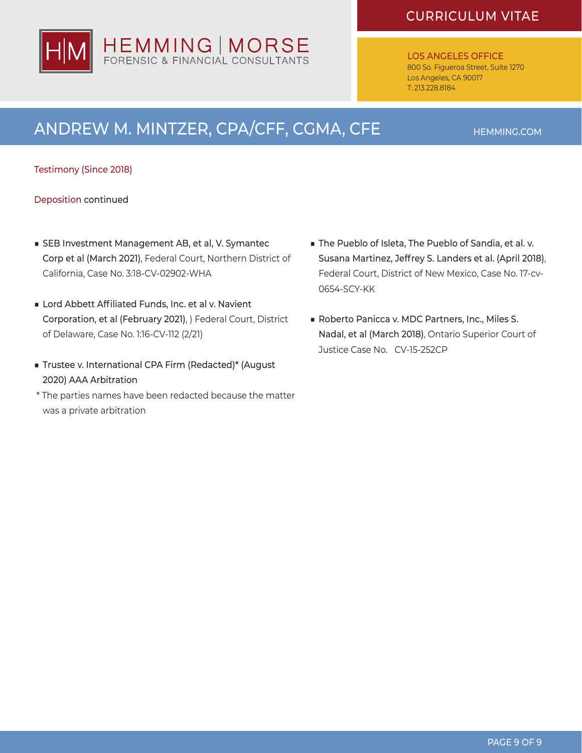Testimony (Since 2018)

Deposition continued

- **SEB Investment Management AB, et al, V. Symantec Corp et al (March 2021)**, Federal Court, Northern District of California, Case No. 3:18-CV-02902-WHA

- **Lord Abbett Affiliated Funds, Inc. et al v. Navient Corporation, et al (February 2021)**, ) Federal Court, District of Delaware, Case No. 1:16-CV-112 (2/21)

- **Trustee v. International CPA Firm (Redacted)* (August 2020) AAA Arbitration**

* The parties names have been redacted because the matter was a private arbitration

- **The Pueblo of Isleta, The Pueblo of Sandia, et al. v. Susana Martinez, Jeffrey S. Landers et al. (April 2018)**, Federal Court, District of New Mexico, Case No. 17-cv-0654-SCY-KK

- **Roberto Panicca v. MDC Partners, Inc., Miles S. Nadal, et al (March 2018)**, Ontario Superior Court of Justice Case No. CV-15-252CP